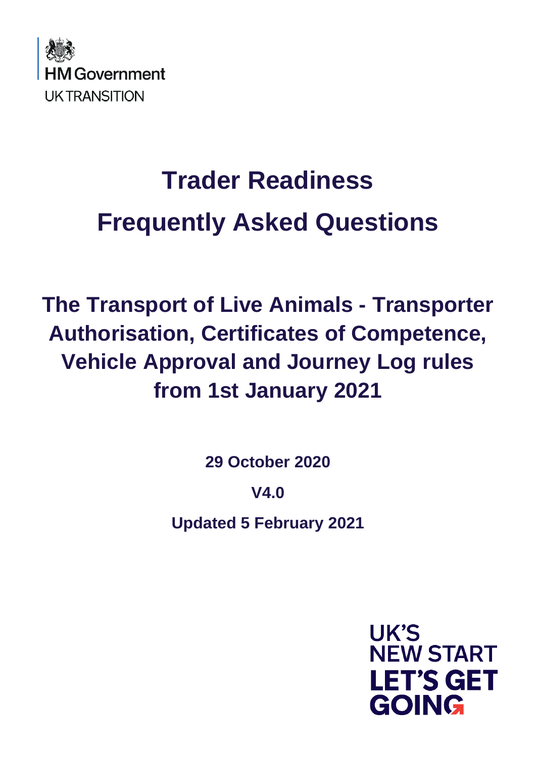HM Government

UK TRANSITION

# Trader Readiness

# Frequently Asked Questions

## The Transport of Live Animals - Transporter Authorisation, Certificates of Competence, Vehicle Approval and Journey Log rules from 1st January 2021

**29 October 2020**

**V4.0**

**Updated 5 February 2021**

UK'S NEW START

LET'S GET GOING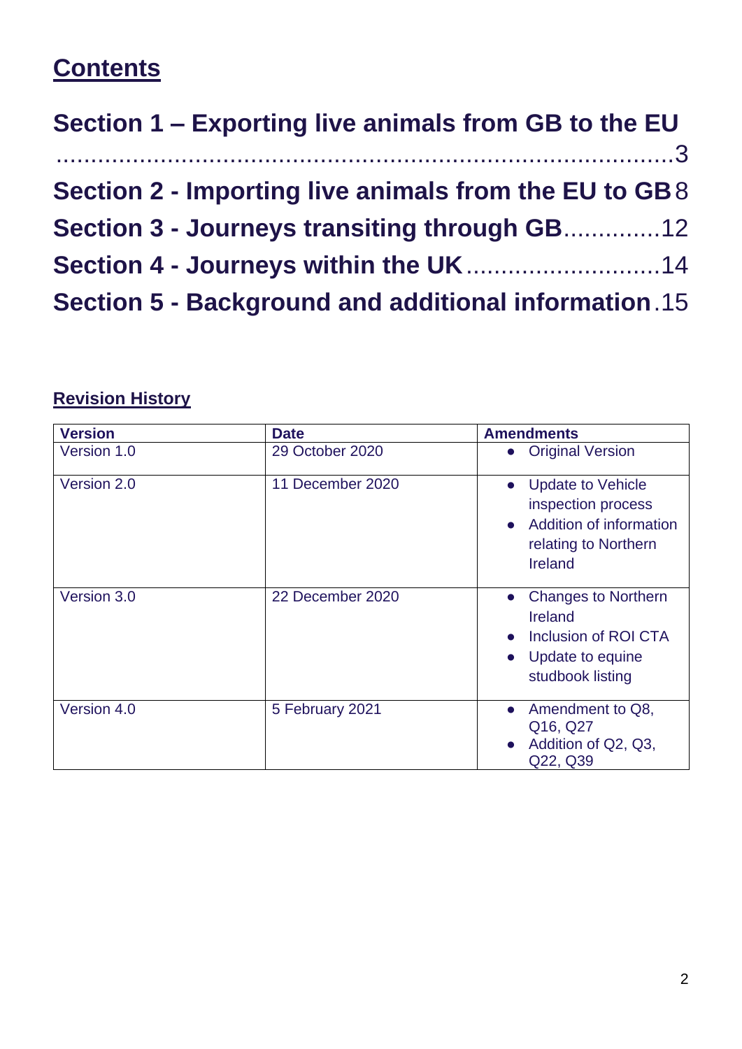## Contents

**Section 1 – Exporting live animals from GB to the EU** ......3

**Section 2 - Importing live animals from the EU to GB** 8

**Section 3 - Journeys transiting through GB** ......12

**Section 4 - Journeys within the UK** ......14

**Section 5 - Background and additional information** .15

### Revision History

| Version | Date | Amendments |
|---|---|---|
| Version 1.0 | 29 October 2020 | • Original Version |
| Version 2.0 | 11 December 2020 | • Update to Vehicle inspection process<br>• Addition of information relating to Northern Ireland |
| Version 3.0 | 22 December 2020 | • Changes to Northern Ireland<br>• Inclusion of ROI CTA<br>• Update to equine studbook listing |
| Version 4.0 | 5 February 2021 | • Amendment to Q8, Q16, Q27<br>• Addition of Q2, Q3, Q22, Q39 |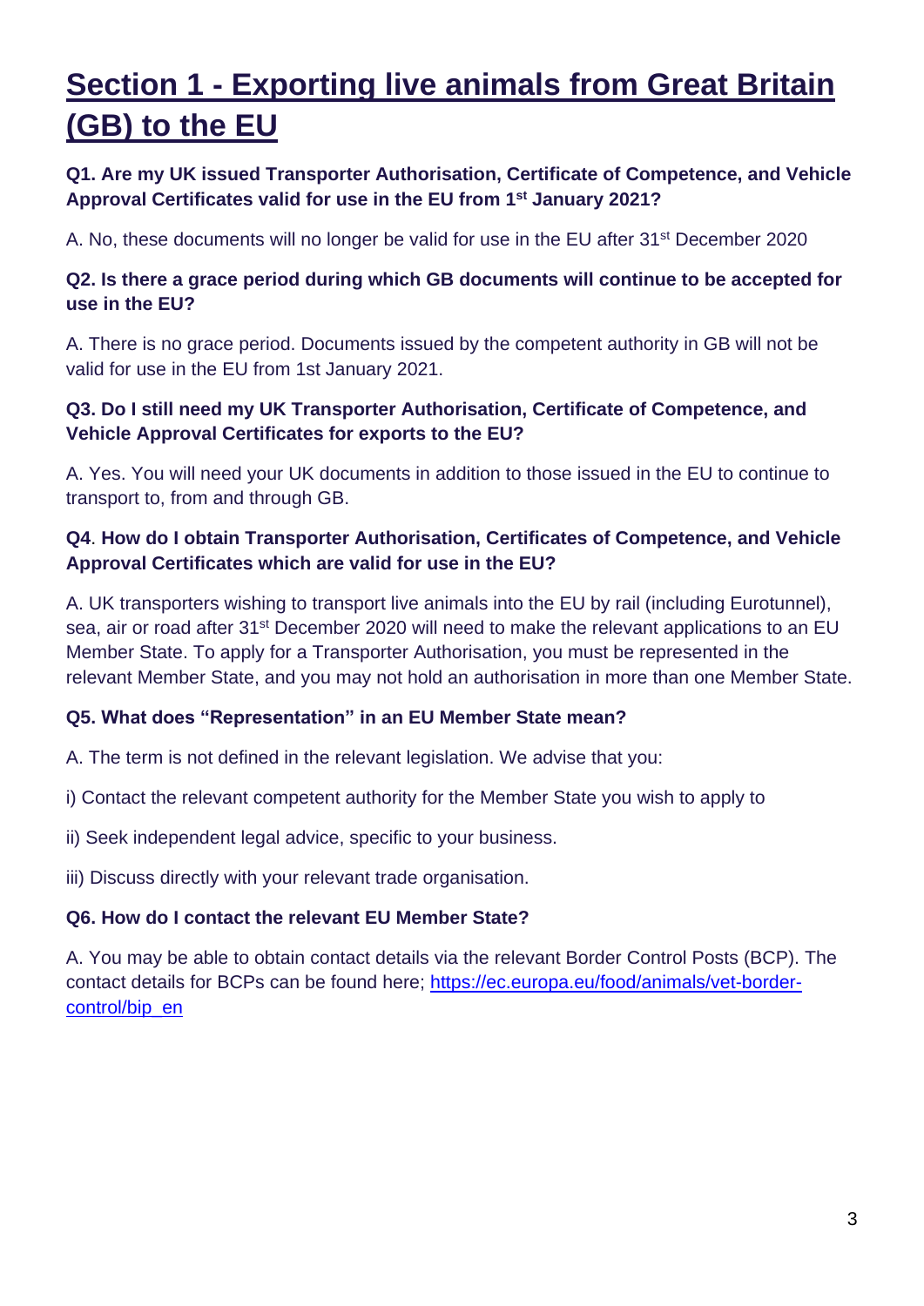# Section 1 - Exporting live animals from Great Britain (GB) to the EU

**Q1. Are my UK issued Transporter Authorisation, Certificate of Competence, and Vehicle Approval Certificates valid for use in the EU from 1st January 2021?**

A. No, these documents will no longer be valid for use in the EU after 31st December 2020

**Q2. Is there a grace period during which GB documents will continue to be accepted for use in the EU?**

A. There is no grace period. Documents issued by the competent authority in GB will not be valid for use in the EU from 1st January 2021.

**Q3. Do I still need my UK Transporter Authorisation, Certificate of Competence, and Vehicle Approval Certificates for exports to the EU?**

A. Yes. You will need your UK documents in addition to those issued in the EU to continue to transport to, from and through GB.

**Q4. How do I obtain Transporter Authorisation, Certificates of Competence, and Vehicle Approval Certificates which are valid for use in the EU?**

A. UK transporters wishing to transport live animals into the EU by rail (including Eurotunnel), sea, air or road after 31st December 2020 will need to make the relevant applications to an EU Member State. To apply for a Transporter Authorisation, you must be represented in the relevant Member State, and you may not hold an authorisation in more than one Member State.

**Q5. What does "Representation" in an EU Member State mean?**

A. The term is not defined in the relevant legislation. We advise that you:

i) Contact the relevant competent authority for the Member State you wish to apply to

ii) Seek independent legal advice, specific to your business.

iii) Discuss directly with your relevant trade organisation.

**Q6. How do I contact the relevant EU Member State?**

A. You may be able to obtain contact details via the relevant Border Control Posts (BCP). The contact details for BCPs can be found here; [https://ec.europa.eu/food/animals/vet-border-control/bip_en](https://ec.europa.eu/food/animals/vet-border-control/bip_en)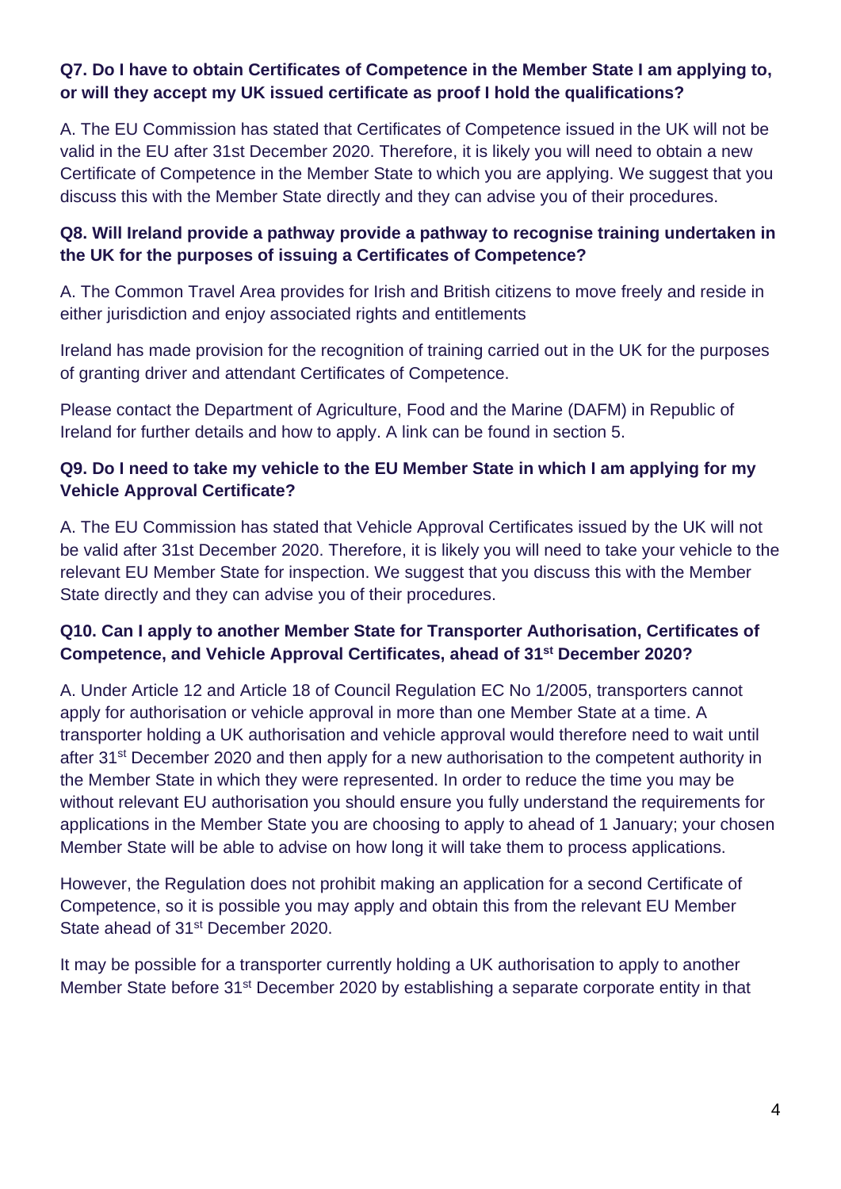**Q7. Do I have to obtain Certificates of Competence in the Member State I am applying to, or will they accept my UK issued certificate as proof I hold the qualifications?**

A. The EU Commission has stated that Certificates of Competence issued in the UK will not be valid in the EU after 31st December 2020. Therefore, it is likely you will need to obtain a new Certificate of Competence in the Member State to which you are applying. We suggest that you discuss this with the Member State directly and they can advise you of their procedures.

**Q8. Will Ireland provide a pathway provide a pathway to recognise training undertaken in the UK for the purposes of issuing a Certificates of Competence?**

A. The Common Travel Area provides for Irish and British citizens to move freely and reside in either jurisdiction and enjoy associated rights and entitlements

Ireland has made provision for the recognition of training carried out in the UK for the purposes of granting driver and attendant Certificates of Competence.

Please contact the Department of Agriculture, Food and the Marine (DAFM) in Republic of Ireland for further details and how to apply. A link can be found in section 5.

**Q9. Do I need to take my vehicle to the EU Member State in which I am applying for my Vehicle Approval Certificate?**

A. The EU Commission has stated that Vehicle Approval Certificates issued by the UK will not be valid after 31st December 2020. Therefore, it is likely you will need to take your vehicle to the relevant EU Member State for inspection. We suggest that you discuss this with the Member State directly and they can advise you of their procedures.

**Q10. Can I apply to another Member State for Transporter Authorisation, Certificates of Competence, and Vehicle Approval Certificates, ahead of 31st December 2020?**

A. Under Article 12 and Article 18 of Council Regulation EC No 1/2005, transporters cannot apply for authorisation or vehicle approval in more than one Member State at a time. A transporter holding a UK authorisation and vehicle approval would therefore need to wait until after 31st December 2020 and then apply for a new authorisation to the competent authority in the Member State in which they were represented. In order to reduce the time you may be without relevant EU authorisation you should ensure you fully understand the requirements for applications in the Member State you are choosing to apply to ahead of 1 January; your chosen Member State will be able to advise on how long it will take them to process applications.

However, the Regulation does not prohibit making an application for a second Certificate of Competence, so it is possible you may apply and obtain this from the relevant EU Member State ahead of 31st December 2020.

It may be possible for a transporter currently holding a UK authorisation to apply to another Member State before 31st December 2020 by establishing a separate corporate entity in that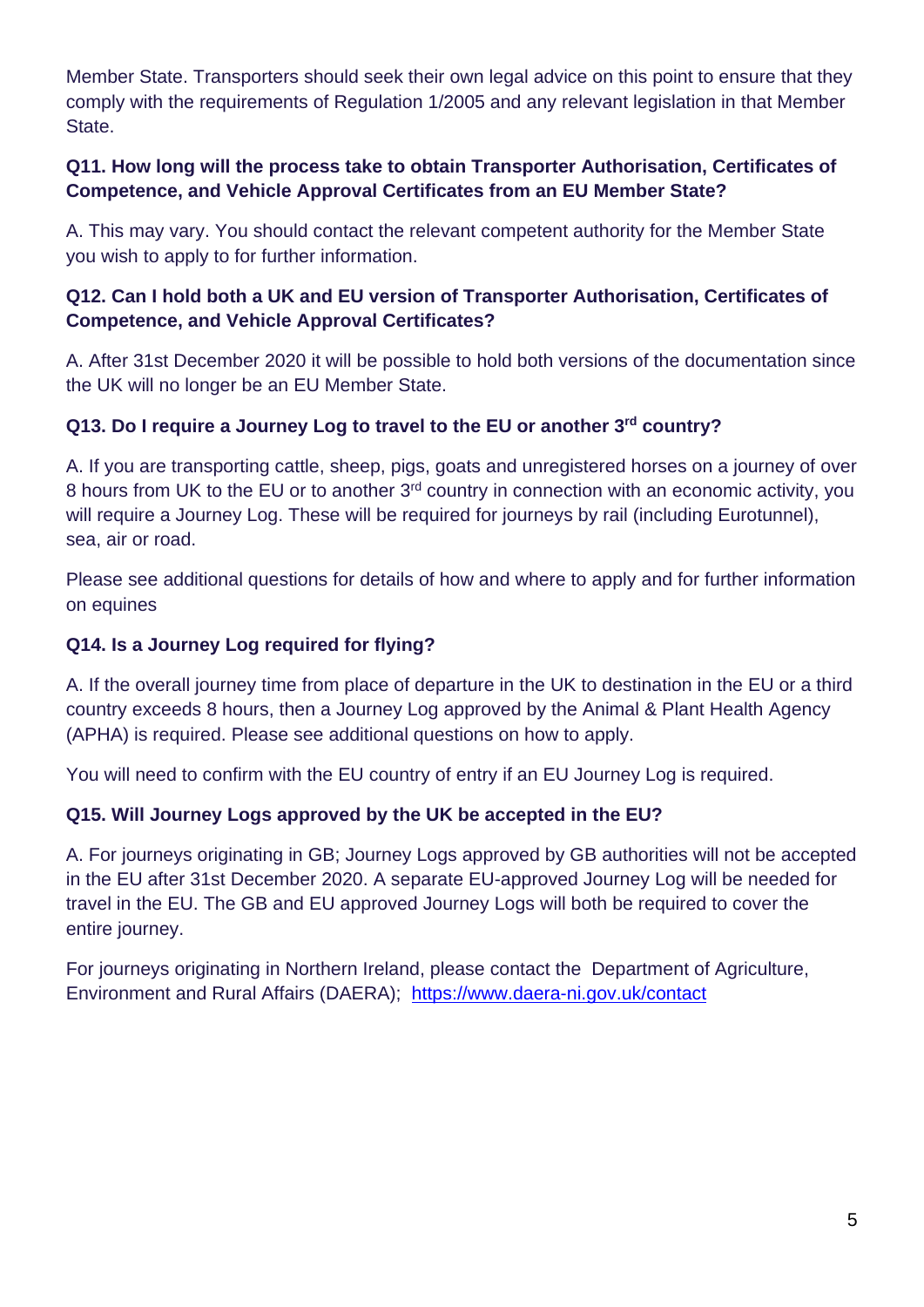Member State. Transporters should seek their own legal advice on this point to ensure that they comply with the requirements of Regulation 1/2005 and any relevant legislation in that Member State.

**Q11. How long will the process take to obtain Transporter Authorisation, Certificates of Competence, and Vehicle Approval Certificates from an EU Member State?**

A. This may vary. You should contact the relevant competent authority for the Member State you wish to apply to for further information.

**Q12. Can I hold both a UK and EU version of Transporter Authorisation, Certificates of Competence, and Vehicle Approval Certificates?**

A. After 31st December 2020 it will be possible to hold both versions of the documentation since the UK will no longer be an EU Member State.

**Q13. Do I require a Journey Log to travel to the EU or another 3rd country?**

A. If you are transporting cattle, sheep, pigs, goats and unregistered horses on a journey of over 8 hours from UK to the EU or to another 3rd country in connection with an economic activity, you will require a Journey Log. These will be required for journeys by rail (including Eurotunnel), sea, air or road.

Please see additional questions for details of how and where to apply and for further information on equines

**Q14. Is a Journey Log required for flying?**

A. If the overall journey time from place of departure in the UK to destination in the EU or a third country exceeds 8 hours, then a Journey Log approved by the Animal & Plant Health Agency (APHA) is required. Please see additional questions on how to apply.

You will need to confirm with the EU country of entry if an EU Journey Log is required.

**Q15. Will Journey Logs approved by the UK be accepted in the EU?**

A. For journeys originating in GB; Journey Logs approved by GB authorities will not be accepted in the EU after 31st December 2020. A separate EU-approved Journey Log will be needed for travel in the EU. The GB and EU approved Journey Logs will both be required to cover the entire journey.

For journeys originating in Northern Ireland, please contact the Department of Agriculture, Environment and Rural Affairs (DAERA); [https://www.daera-ni.gov.uk/contact](https://www.daera-ni.gov.uk/contact)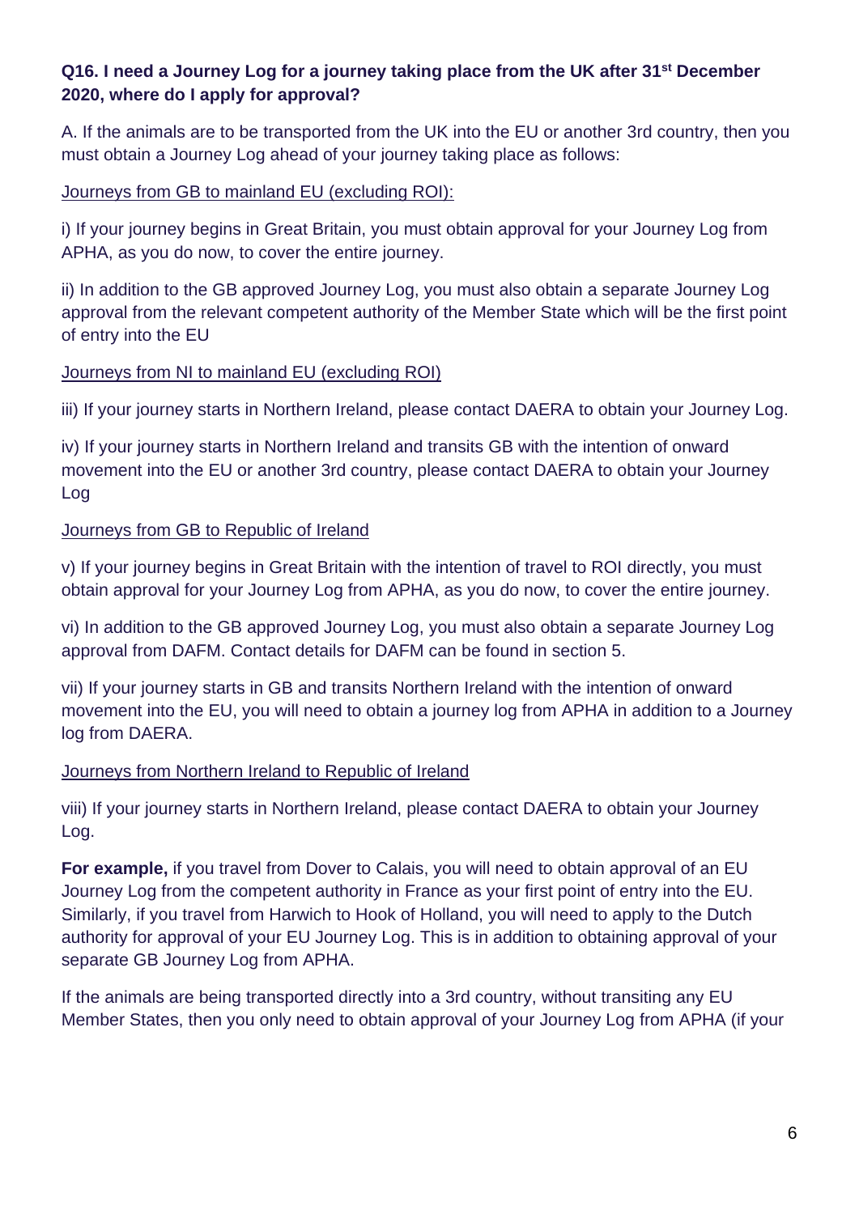**Q16. I need a Journey Log for a journey taking place from the UK after 31st December 2020, where do I apply for approval?**

A. If the animals are to be transported from the UK into the EU or another 3rd country, then you must obtain a Journey Log ahead of your journey taking place as follows:

Journeys from GB to mainland EU (excluding ROI):

i) If your journey begins in Great Britain, you must obtain approval for your Journey Log from APHA, as you do now, to cover the entire journey.

ii) In addition to the GB approved Journey Log, you must also obtain a separate Journey Log approval from the relevant competent authority of the Member State which will be the first point of entry into the EU

Journeys from NI to mainland EU (excluding ROI)

iii) If your journey starts in Northern Ireland, please contact DAERA to obtain your Journey Log.

iv) If your journey starts in Northern Ireland and transits GB with the intention of onward movement into the EU or another 3rd country, please contact DAERA to obtain your Journey Log

Journeys from GB to Republic of Ireland

v) If your journey begins in Great Britain with the intention of travel to ROI directly, you must obtain approval for your Journey Log from APHA, as you do now, to cover the entire journey.

vi) In addition to the GB approved Journey Log, you must also obtain a separate Journey Log approval from DAFM. Contact details for DAFM can be found in section 5.

vii) If your journey starts in GB and transits Northern Ireland with the intention of onward movement into the EU, you will need to obtain a journey log from APHA in addition to a Journey log from DAERA.

Journeys from Northern Ireland to Republic of Ireland

viii) If your journey starts in Northern Ireland, please contact DAERA to obtain your Journey Log.

**For example,** if you travel from Dover to Calais, you will need to obtain approval of an EU Journey Log from the competent authority in France as your first point of entry into the EU. Similarly, if you travel from Harwich to Hook of Holland, you will need to apply to the Dutch authority for approval of your EU Journey Log. This is in addition to obtaining approval of your separate GB Journey Log from APHA.

If the animals are being transported directly into a 3rd country, without transiting any EU Member States, then you only need to obtain approval of your Journey Log from APHA (if your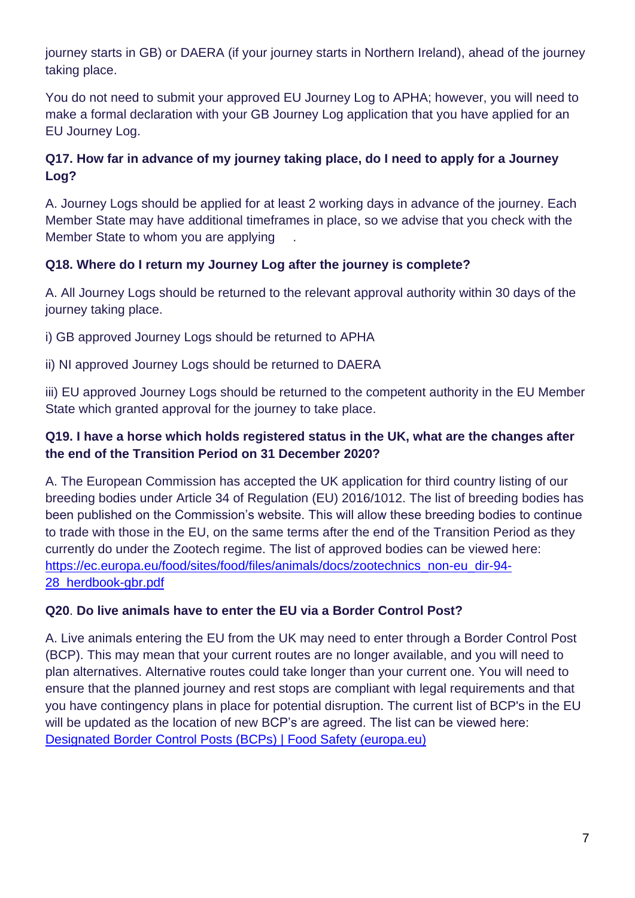journey starts in GB) or DAERA (if your journey starts in Northern Ireland), ahead of the journey taking place.

You do not need to submit your approved EU Journey Log to APHA; however, you will need to make a formal declaration with your GB Journey Log application that you have applied for an EU Journey Log.

**Q17. How far in advance of my journey taking place, do I need to apply for a Journey Log?**

A. Journey Logs should be applied for at least 2 working days in advance of the journey. Each Member State may have additional timeframes in place, so we advise that you check with the Member State to whom you are applying .

**Q18. Where do I return my Journey Log after the journey is complete?**

A. All Journey Logs should be returned to the relevant approval authority within 30 days of the journey taking place.

i) GB approved Journey Logs should be returned to APHA

ii) NI approved Journey Logs should be returned to DAERA

iii) EU approved Journey Logs should be returned to the competent authority in the EU Member State which granted approval for the journey to take place.

**Q19. I have a horse which holds registered status in the UK, what are the changes after the end of the Transition Period on 31 December 2020?**

A. The European Commission has accepted the UK application for third country listing of our breeding bodies under Article 34 of Regulation (EU) 2016/1012. The list of breeding bodies has been published on the Commission's website. This will allow these breeding bodies to continue to trade with those in the EU, on the same terms after the end of the Transition Period as they currently do under the Zootech regime. The list of approved bodies can be viewed here: [https://ec.europa.eu/food/sites/food/files/animals/docs/zootechnics_non-eu_dir-94-28_herdbook-gbr.pdf](https://ec.europa.eu/food/sites/food/files/animals/docs/zootechnics_non-eu_dir-94-28_herdbook-gbr.pdf)

**Q20. Do live animals have to enter the EU via a Border Control Post?**

A. Live animals entering the EU from the UK may need to enter through a Border Control Post (BCP). This may mean that your current routes are no longer available, and you will need to plan alternatives. Alternative routes could take longer than your current one. You will need to ensure that the planned journey and rest stops are compliant with legal requirements and that you have contingency plans in place for potential disruption. The current list of BCP's in the EU will be updated as the location of new BCP's are agreed. The list can be viewed here: Designated Border Control Posts (BCPs) | Food Safety (europa.eu)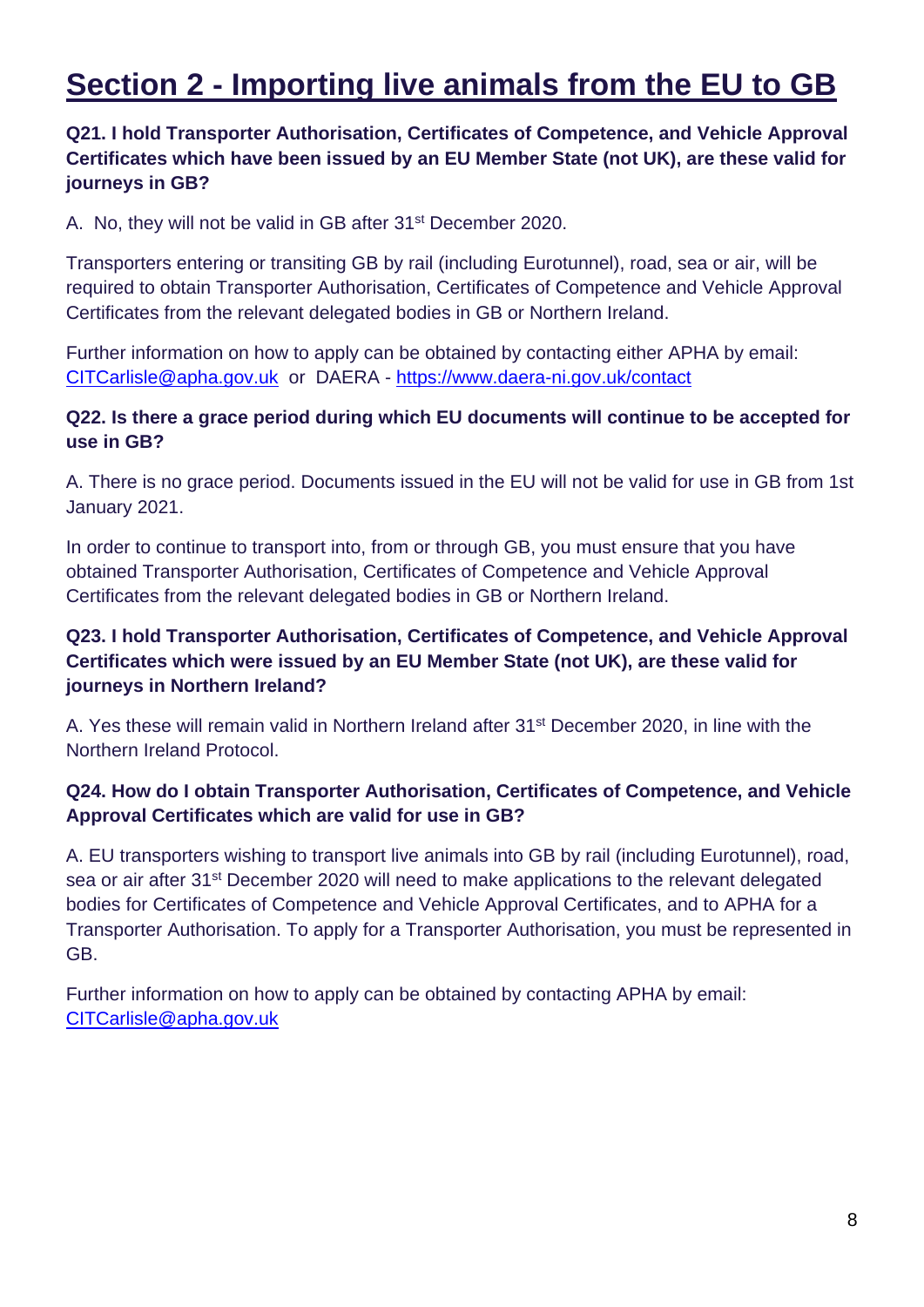# Section 2 - Importing live animals from the EU to GB

**Q21. I hold Transporter Authorisation, Certificates of Competence, and Vehicle Approval Certificates which have been issued by an EU Member State (not UK), are these valid for journeys in GB?**

A. No, they will not be valid in GB after 31st December 2020.

Transporters entering or transiting GB by rail (including Eurotunnel), road, sea or air, will be required to obtain Transporter Authorisation, Certificates of Competence and Vehicle Approval Certificates from the relevant delegated bodies in GB or Northern Ireland.

Further information on how to apply can be obtained by contacting either APHA by email: CITCarlisle@apha.gov.uk or DAERA - https://www.daera-ni.gov.uk/contact

**Q22. Is there a grace period during which EU documents will continue to be accepted for use in GB?**

A. There is no grace period. Documents issued in the EU will not be valid for use in GB from 1st January 2021.

In order to continue to transport into, from or through GB, you must ensure that you have obtained Transporter Authorisation, Certificates of Competence and Vehicle Approval Certificates from the relevant delegated bodies in GB or Northern Ireland.

**Q23. I hold Transporter Authorisation, Certificates of Competence, and Vehicle Approval Certificates which were issued by an EU Member State (not UK), are these valid for journeys in Northern Ireland?**

A. Yes these will remain valid in Northern Ireland after 31st December 2020, in line with the Northern Ireland Protocol.

**Q24. How do I obtain Transporter Authorisation, Certificates of Competence, and Vehicle Approval Certificates which are valid for use in GB?**

A. EU transporters wishing to transport live animals into GB by rail (including Eurotunnel), road, sea or air after 31st December 2020 will need to make applications to the relevant delegated bodies for Certificates of Competence and Vehicle Approval Certificates, and to APHA for a Transporter Authorisation. To apply for a Transporter Authorisation, you must be represented in GB.

Further information on how to apply can be obtained by contacting APHA by email: CITCarlisle@apha.gov.uk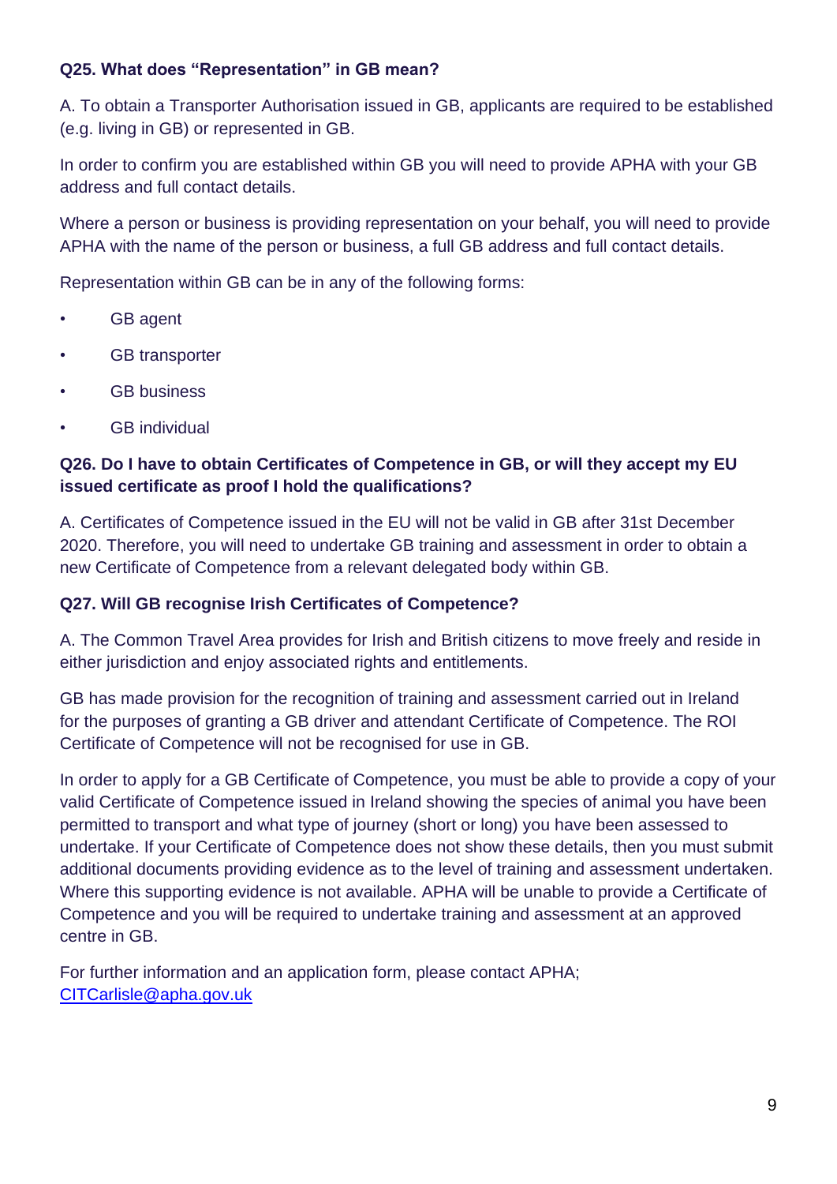**Q25. What does "Representation" in GB mean?**

A. To obtain a Transporter Authorisation issued in GB, applicants are required to be established (e.g. living in GB) or represented in GB.

In order to confirm you are established within GB you will need to provide APHA with your GB address and full contact details.

Where a person or business is providing representation on your behalf, you will need to provide APHA with the name of the person or business, a full GB address and full contact details.

Representation within GB can be in any of the following forms:

- GB agent
- GB transporter
- GB business
- GB individual

**Q26. Do I have to obtain Certificates of Competence in GB, or will they accept my EU issued certificate as proof I hold the qualifications?**

A. Certificates of Competence issued in the EU will not be valid in GB after 31st December 2020. Therefore, you will need to undertake GB training and assessment in order to obtain a new Certificate of Competence from a relevant delegated body within GB.

**Q27. Will GB recognise Irish Certificates of Competence?**

A. The Common Travel Area provides for Irish and British citizens to move freely and reside in either jurisdiction and enjoy associated rights and entitlements.

GB has made provision for the recognition of training and assessment carried out in Ireland for the purposes of granting a GB driver and attendant Certificate of Competence. The ROI Certificate of Competence will not be recognised for use in GB.

In order to apply for a GB Certificate of Competence, you must be able to provide a copy of your valid Certificate of Competence issued in Ireland showing the species of animal you have been permitted to transport and what type of journey (short or long) you have been assessed to undertake. If your Certificate of Competence does not show these details, then you must submit additional documents providing evidence as to the level of training and assessment undertaken. Where this supporting evidence is not available. APHA will be unable to provide a Certificate of Competence and you will be required to undertake training and assessment at an approved centre in GB.

For further information and an application form, please contact APHA; CITCarlisle@apha.gov.uk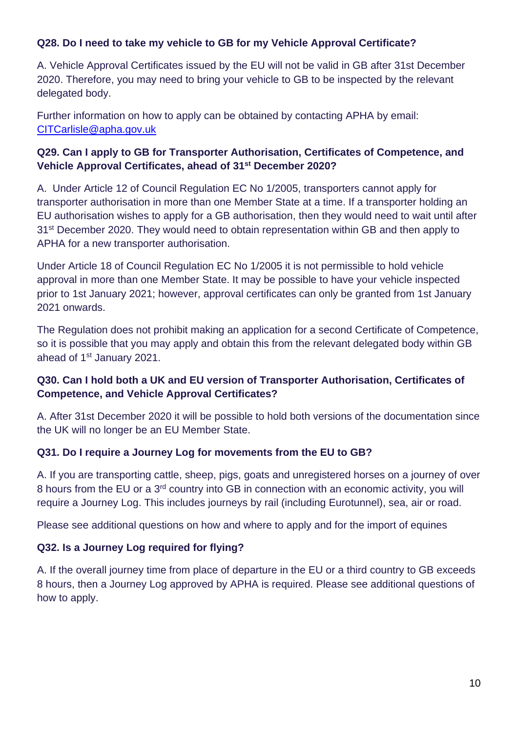**Q28. Do I need to take my vehicle to GB for my Vehicle Approval Certificate?**

A. Vehicle Approval Certificates issued by the EU will not be valid in GB after 31st December 2020. Therefore, you may need to bring your vehicle to GB to be inspected by the relevant delegated body.

Further information on how to apply can be obtained by contacting APHA by email: CITCarlisle@apha.gov.uk

**Q29. Can I apply to GB for Transporter Authorisation, Certificates of Competence, and Vehicle Approval Certificates, ahead of 31st December 2020?**

A. Under Article 12 of Council Regulation EC No 1/2005, transporters cannot apply for transporter authorisation in more than one Member State at a time. If a transporter holding an EU authorisation wishes to apply for a GB authorisation, then they would need to wait until after 31st December 2020. They would need to obtain representation within GB and then apply to APHA for a new transporter authorisation.

Under Article 18 of Council Regulation EC No 1/2005 it is not permissible to hold vehicle approval in more than one Member State. It may be possible to have your vehicle inspected prior to 1st January 2021; however, approval certificates can only be granted from 1st January 2021 onwards.

The Regulation does not prohibit making an application for a second Certificate of Competence, so it is possible that you may apply and obtain this from the relevant delegated body within GB ahead of 1st January 2021.

**Q30. Can I hold both a UK and EU version of Transporter Authorisation, Certificates of Competence, and Vehicle Approval Certificates?**

A. After 31st December 2020 it will be possible to hold both versions of the documentation since the UK will no longer be an EU Member State.

**Q31. Do I require a Journey Log for movements from the EU to GB?**

A. If you are transporting cattle, sheep, pigs, goats and unregistered horses on a journey of over 8 hours from the EU or a 3rd country into GB in connection with an economic activity, you will require a Journey Log. This includes journeys by rail (including Eurotunnel), sea, air or road.

Please see additional questions on how and where to apply and for the import of equines

**Q32. Is a Journey Log required for flying?**

A. If the overall journey time from place of departure in the EU or a third country to GB exceeds 8 hours, then a Journey Log approved by APHA is required. Please see additional questions of how to apply.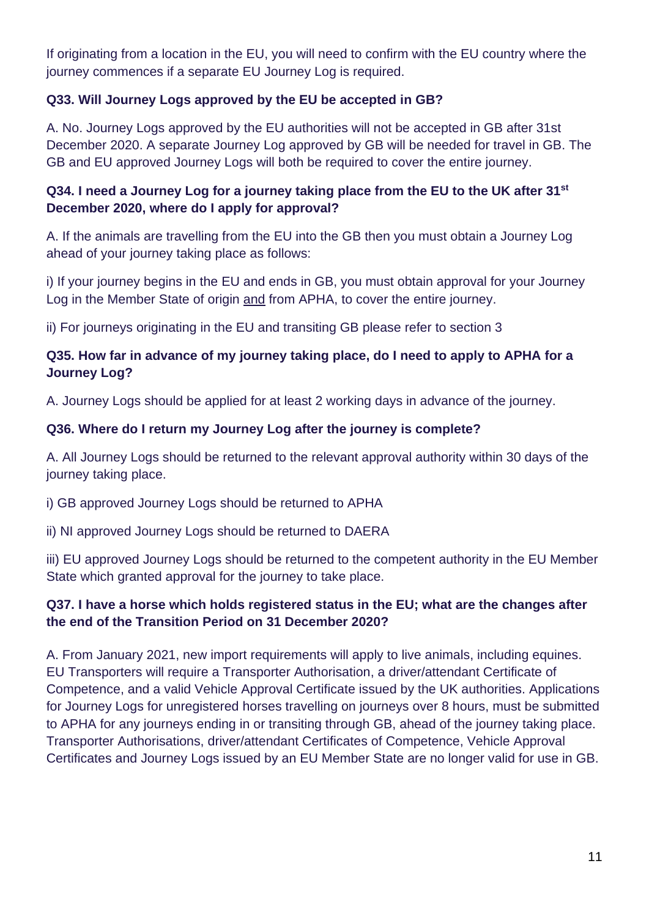If originating from a location in the EU, you will need to confirm with the EU country where the journey commences if a separate EU Journey Log is required.

**Q33. Will Journey Logs approved by the EU be accepted in GB?**

A. No. Journey Logs approved by the EU authorities will not be accepted in GB after 31st December 2020. A separate Journey Log approved by GB will be needed for travel in GB. The GB and EU approved Journey Logs will both be required to cover the entire journey.

**Q34. I need a Journey Log for a journey taking place from the EU to the UK after 31st December 2020, where do I apply for approval?**

A. If the animals are travelling from the EU into the GB then you must obtain a Journey Log ahead of your journey taking place as follows:

i) If your journey begins in the EU and ends in GB, you must obtain approval for your Journey Log in the Member State of origin and from APHA, to cover the entire journey.

ii) For journeys originating in the EU and transiting GB please refer to section 3

**Q35. How far in advance of my journey taking place, do I need to apply to APHA for a Journey Log?**

A. Journey Logs should be applied for at least 2 working days in advance of the journey.

**Q36. Where do I return my Journey Log after the journey is complete?**

A. All Journey Logs should be returned to the relevant approval authority within 30 days of the journey taking place.

i) GB approved Journey Logs should be returned to APHA

ii) NI approved Journey Logs should be returned to DAERA

iii) EU approved Journey Logs should be returned to the competent authority in the EU Member State which granted approval for the journey to take place.

**Q37. I have a horse which holds registered status in the EU; what are the changes after the end of the Transition Period on 31 December 2020?**

A. From January 2021, new import requirements will apply to live animals, including equines. EU Transporters will require a Transporter Authorisation, a driver/attendant Certificate of Competence, and a valid Vehicle Approval Certificate issued by the UK authorities. Applications for Journey Logs for unregistered horses travelling on journeys over 8 hours, must be submitted to APHA for any journeys ending in or transiting through GB, ahead of the journey taking place. Transporter Authorisations, driver/attendant Certificates of Competence, Vehicle Approval Certificates and Journey Logs issued by an EU Member State are no longer valid for use in GB.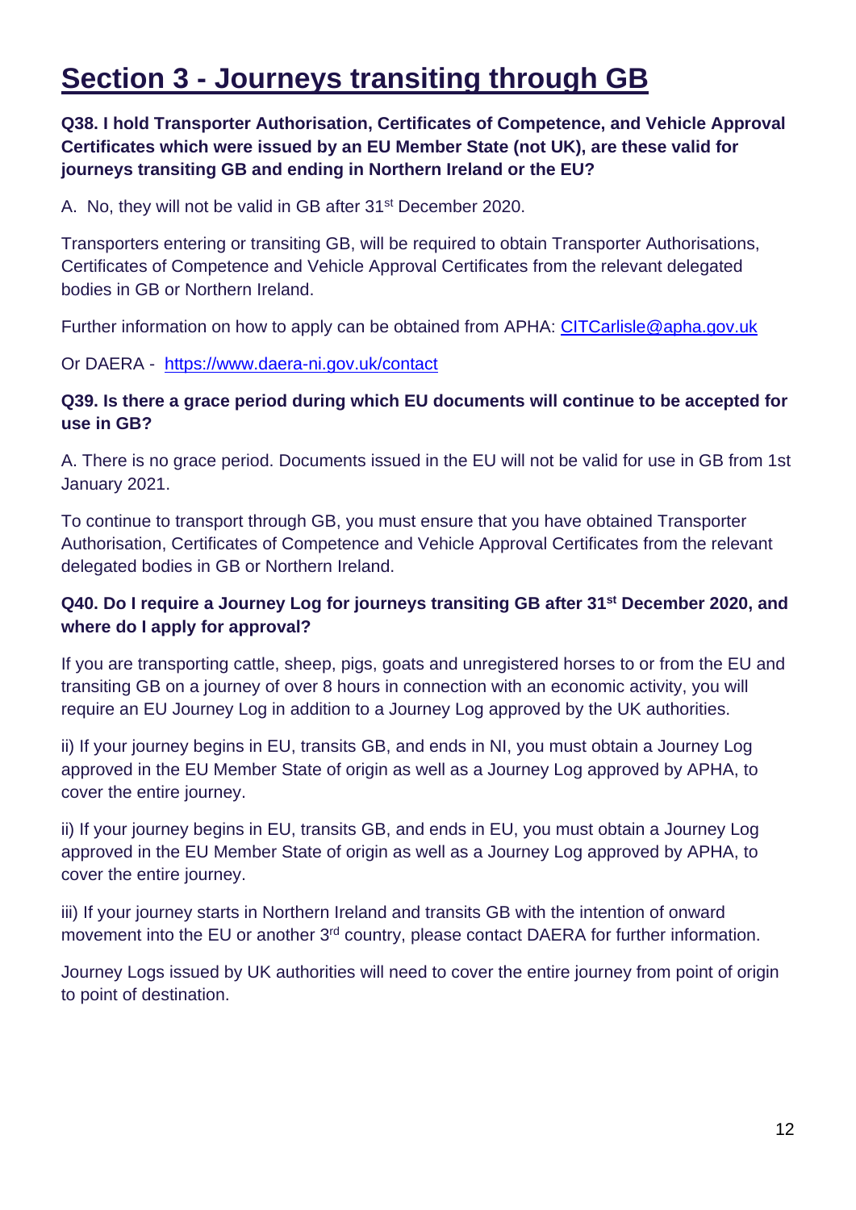# Section 3 - Journeys transiting through GB

**Q38. I hold Transporter Authorisation, Certificates of Competence, and Vehicle Approval Certificates which were issued by an EU Member State (not UK), are these valid for journeys transiting GB and ending in Northern Ireland or the EU?**

A. No, they will not be valid in GB after 31st December 2020.

Transporters entering or transiting GB, will be required to obtain Transporter Authorisations, Certificates of Competence and Vehicle Approval Certificates from the relevant delegated bodies in GB or Northern Ireland.

Further information on how to apply can be obtained from APHA: CITCarlisle@apha.gov.uk

Or DAERA - https://www.daera-ni.gov.uk/contact

**Q39. Is there a grace period during which EU documents will continue to be accepted for use in GB?**

A. There is no grace period. Documents issued in the EU will not be valid for use in GB from 1st January 2021.

To continue to transport through GB, you must ensure that you have obtained Transporter Authorisation, Certificates of Competence and Vehicle Approval Certificates from the relevant delegated bodies in GB or Northern Ireland.

**Q40. Do I require a Journey Log for journeys transiting GB after 31st December 2020, and where do I apply for approval?**

If you are transporting cattle, sheep, pigs, goats and unregistered horses to or from the EU and transiting GB on a journey of over 8 hours in connection with an economic activity, you will require an EU Journey Log in addition to a Journey Log approved by the UK authorities.

ii) If your journey begins in EU, transits GB, and ends in NI, you must obtain a Journey Log approved in the EU Member State of origin as well as a Journey Log approved by APHA, to cover the entire journey.

ii) If your journey begins in EU, transits GB, and ends in EU, you must obtain a Journey Log approved in the EU Member State of origin as well as a Journey Log approved by APHA, to cover the entire journey.

iii) If your journey starts in Northern Ireland and transits GB with the intention of onward movement into the EU or another 3rd country, please contact DAERA for further information.

Journey Logs issued by UK authorities will need to cover the entire journey from point of origin to point of destination.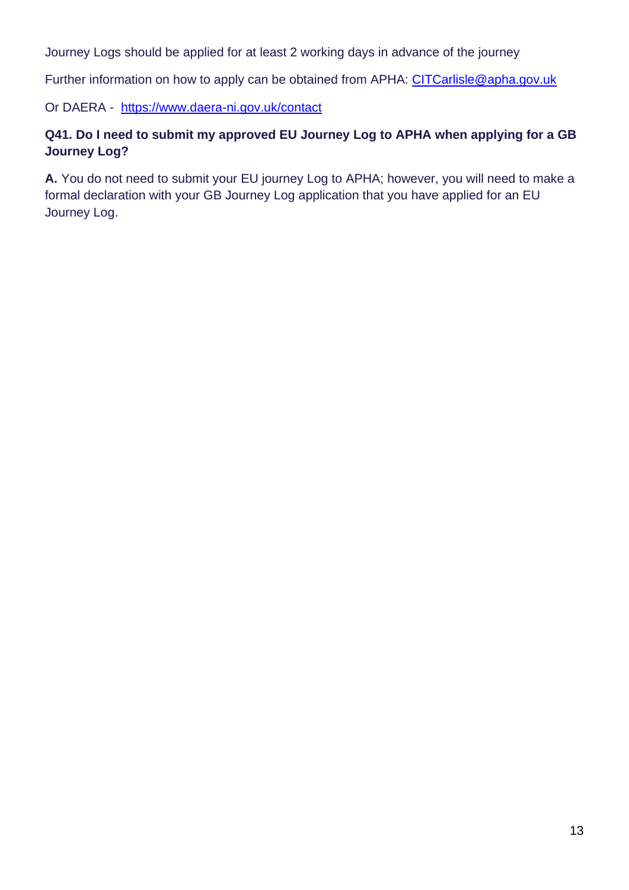Journey Logs should be applied for at least 2 working days in advance of the journey

Further information on how to apply can be obtained from APHA: [CITCarlisle@apha.gov.uk](mailto:CITCarlisle@apha.gov.uk)

Or DAERA - [https://www.daera-ni.gov.uk/contact](https://www.daera-ni.gov.uk/contact)

**Q41. Do I need to submit my approved EU Journey Log to APHA when applying for a GB Journey Log?**

**A.** You do not need to submit your EU journey Log to APHA; however, you will need to make a formal declaration with your GB Journey Log application that you have applied for an EU Journey Log.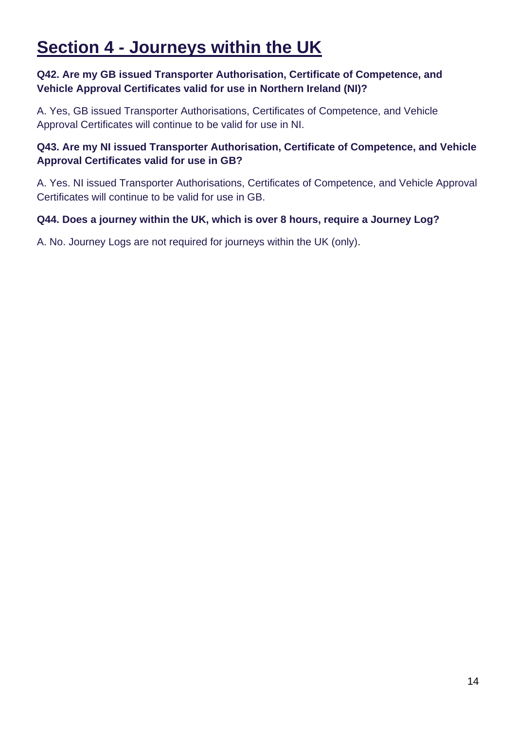# Section 4 - Journeys within the UK

**Q42. Are my GB issued Transporter Authorisation, Certificate of Competence, and Vehicle Approval Certificates valid for use in Northern Ireland (NI)?**

A. Yes, GB issued Transporter Authorisations, Certificates of Competence, and Vehicle Approval Certificates will continue to be valid for use in NI.

**Q43. Are my NI issued Transporter Authorisation, Certificate of Competence, and Vehicle Approval Certificates valid for use in GB?**

A. Yes. NI issued Transporter Authorisations, Certificates of Competence, and Vehicle Approval Certificates will continue to be valid for use in GB.

**Q44. Does a journey within the UK, which is over 8 hours, require a Journey Log?**

A. No. Journey Logs are not required for journeys within the UK (only).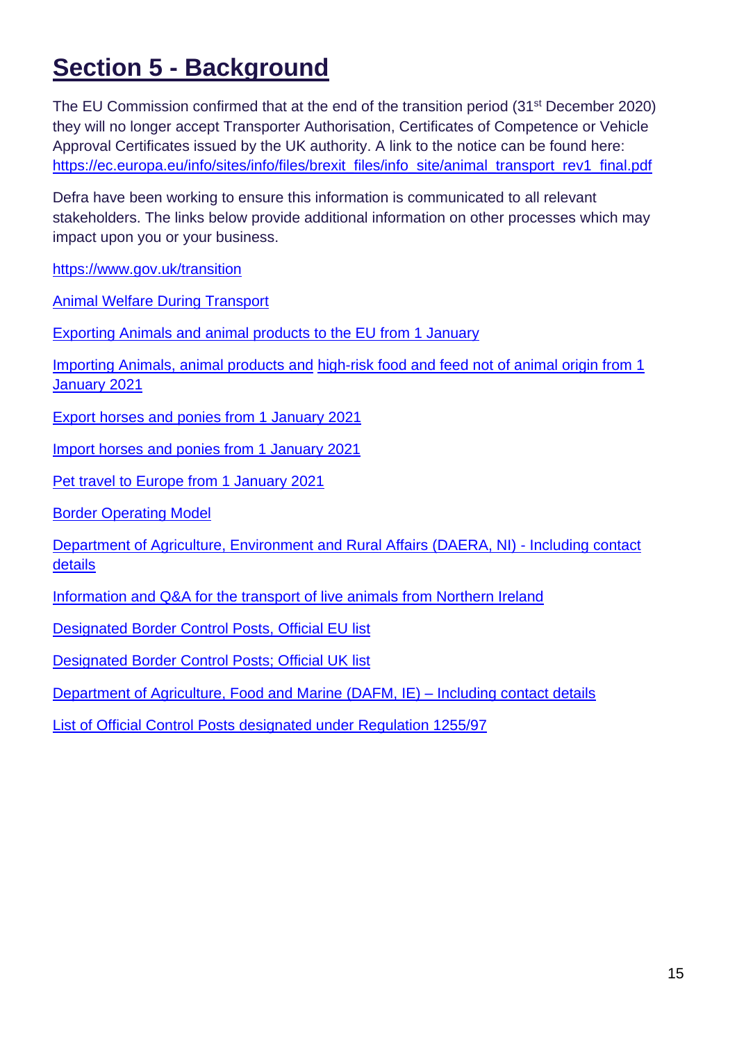# Section 5 - Background

The EU Commission confirmed that at the end of the transition period (31st December 2020) they will no longer accept Transporter Authorisation, Certificates of Competence or Vehicle Approval Certificates issued by the UK authority. A link to the notice can be found here: https://ec.europa.eu/info/sites/info/files/brexit_files/info_site/animal_transport_rev1_final.pdf

Defra have been working to ensure this information is communicated to all relevant stakeholders. The links below provide additional information on other processes which may impact upon you or your business.

https://www.gov.uk/transition

Animal Welfare During Transport

Exporting Animals and animal products to the EU from 1 January

Importing Animals, animal products and high-risk food and feed not of animal origin from 1 January 2021

Export horses and ponies from 1 January 2021

Import horses and ponies from 1 January 2021

Pet travel to Europe from 1 January 2021

Border Operating Model

Department of Agriculture, Environment and Rural Affairs (DAERA, NI) - Including contact details

Information and Q&A for the transport of live animals from Northern Ireland

Designated Border Control Posts, Official EU list

Designated Border Control Posts; Official UK list

Department of Agriculture, Food and Marine (DAFM, IE) – Including contact details

List of Official Control Posts designated under Regulation 1255/97